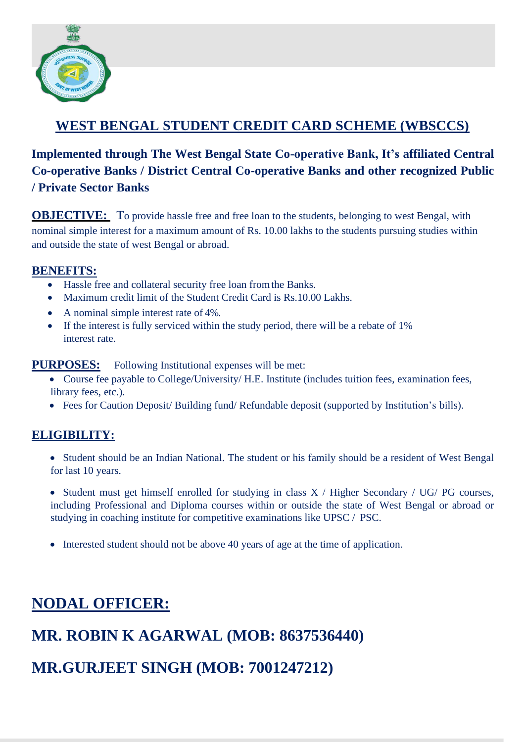# WEST BENGAL STUDENT CREDIT CARD SCHEME (WBSCCS)

**Implemented through The West Bengal State Co-operative Bank, It's affiliated Central Co-operative Banks / District Central Co-operative Banks and other recognized Public / Private Sector Banks**

**OBJECTIVE:** To provide hassle free and free loan to the students, belonging to west Bengal, with nominal simple interest for a maximum amount of Rs. 10.00 lakhs to the students pursuing studies within and outside the state of west Bengal or abroad.

## BENEFITS:

- Hassle free and collateral security free loan from the Banks.
- Maximum credit limit of the Student Credit Card is Rs.10.00 Lakhs.
- A nominal simple interest rate of 4%.
- If the interest is fully serviced within the study period, there will be a rebate of 1% interest rate.

**PURPOSES:** Following Institutional expenses will be met:

- Course fee payable to College/University/ H.E. Institute (includes tuition fees, examination fees, library fees, etc.).
- Fees for Caution Deposit/ Building fund/ Refundable deposit (supported by Institution's bills).

## ELIGIBILITY:

- Student should be an Indian National. The student or his family should be a resident of West Bengal for last 10 years.
- Student must get himself enrolled for studying in class X / Higher Secondary / UG/ PG courses, including Professional and Diploma courses within or outside the state of West Bengal or abroad or studying in coaching institute for competitive examinations like UPSC / PSC.
- Interested student should not be above 40 years of age at the time of application.

# NODAL OFFICER:

# MR. ROBIN K AGARWAL (MOB: 8637536440)

# MR.GURJEET SINGH (MOB: 7001247212)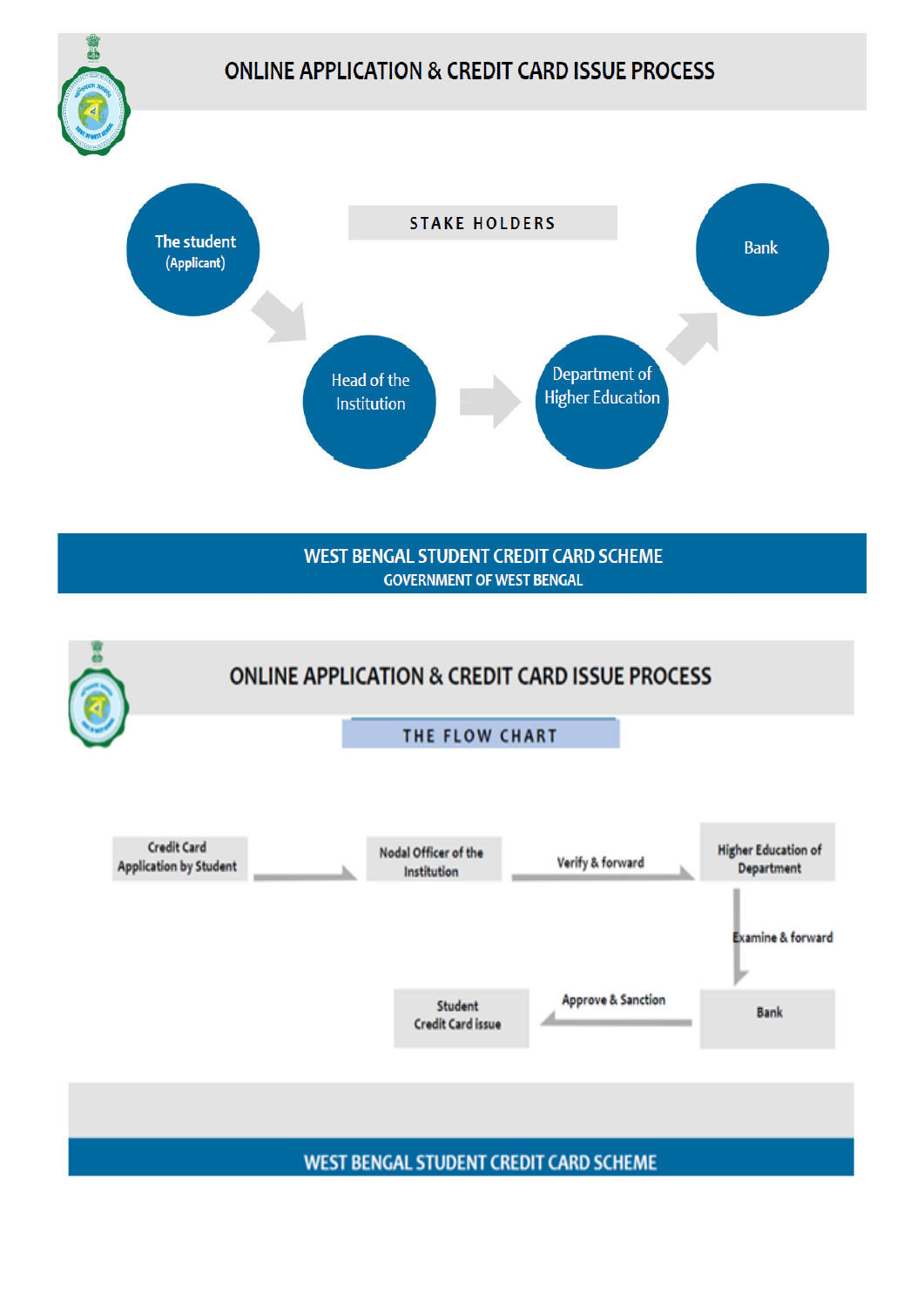# ONLINE APPLICATION & CREDIT CARD ISSUE PROCESS

## STAKE HOLDERS

The student (Applicant) → Head of the Institution → Department of Higher Education → Bank

**WEST BENGAL STUDENT CREDIT CARD SCHEME**

**GOVERNMENT OF WEST BENGAL**

# ONLINE APPLICATION & CREDIT CARD ISSUE PROCESS

## THE FLOW CHART

Credit Card Application by Student → Nodal Officer of the Institution → (Verify & forward) → Higher Education of Department → (Examine & forward) → Bank → (Approve & Sanction) → Student Credit Card issue

**WEST BENGAL STUDENT CREDIT CARD SCHEME**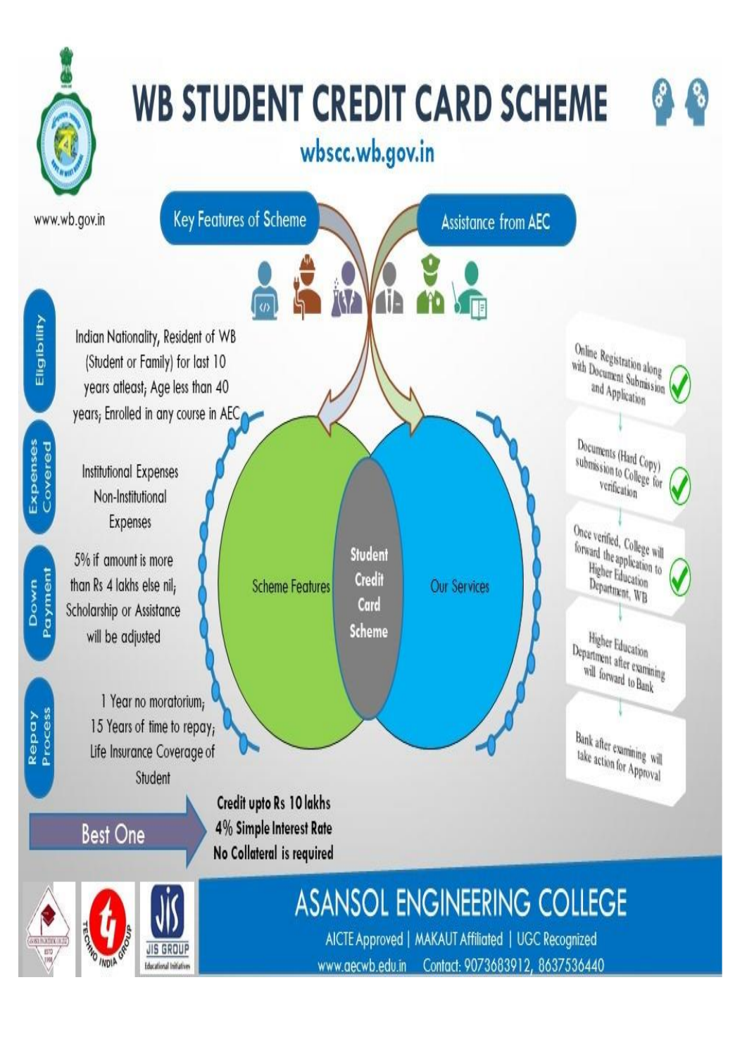# WB STUDENT CREDIT CARD SCHEME

wbscc.wb.gov.in

www.wb.gov.in

## Key Features of Scheme

**Eligibility**

Indian Nationality, Resident of WB (Student or Family) for last 10 years atleast; Age less than 40 years; Enrolled in any course in AEC

**Expenses Covered**

Institutional Expenses
Non-Institutional Expenses

**Down Payment**

5% if amount is more than Rs 4 lakhs else nil; Scholarship or Assistance will be adjusted

**Repay Process**

1 Year no moratorium; 15 Years of time to repay; Life Insurance Coverage of Student

**Best One**

Credit upto Rs 10 lakhs
4% Simple Interest Rate
No Collateral is required

Scheme Features

Student Credit Card Scheme

Our Services

## Assistance from AEC

1. Online Registration along with Document Submission and Application
2. Documents (Hard Copy) submission to College for verification
3. Once verified, College will forward the application to Higher Education Department, WB
4. Higher Education Department after examining will forward to Bank
5. Bank after examining will take action for Approval

## ASANSOL ENGINEERING COLLEGE

AICTE Approved | MAKAUT Affiliated | UGC Recognized

www.aecwb.edu.in Contact: 9073683912, 8637536440